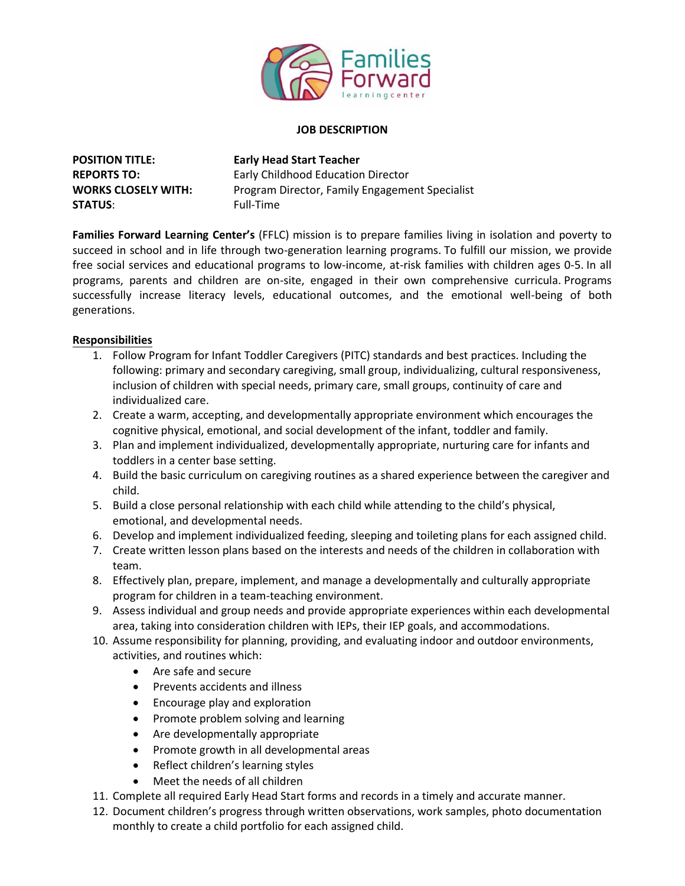**JOB DESCRIPTION**

**POSITION TITLE:** **Early Head Start Teacher**
**REPORTS TO:** Early Childhood Education Director
**WORKS CLOSELY WITH:** Program Director, Family Engagement Specialist
**STATUS**: Full-Time

**Families Forward Learning Center's** (FFLC) mission is to prepare families living in isolation and poverty to succeed in school and in life through two-generation learning programs. To fulfill our mission, we provide free social services and educational programs to low-income, at-risk families with children ages 0-5. In all programs, parents and children are on-site, engaged in their own comprehensive curricula. Programs successfully increase literacy levels, educational outcomes, and the emotional well-being of both generations.

**Responsibilities**

1. Follow Program for Infant Toddler Caregivers (PITC) standards and best practices. Including the following: primary and secondary caregiving, small group, individualizing, cultural responsiveness, inclusion of children with special needs, primary care, small groups, continuity of care and individualized care.
2. Create a warm, accepting, and developmentally appropriate environment which encourages the cognitive physical, emotional, and social development of the infant, toddler and family.
3. Plan and implement individualized, developmentally appropriate, nurturing care for infants and toddlers in a center base setting.
4. Build the basic curriculum on caregiving routines as a shared experience between the caregiver and child.
5. Build a close personal relationship with each child while attending to the child's physical, emotional, and developmental needs.
6. Develop and implement individualized feeding, sleeping and toileting plans for each assigned child.
7. Create written lesson plans based on the interests and needs of the children in collaboration with team.
8. Effectively plan, prepare, implement, and manage a developmentally and culturally appropriate program for children in a team-teaching environment.
9. Assess individual and group needs and provide appropriate experiences within each developmental area, taking into consideration children with IEPs, their IEP goals, and accommodations.
10. Assume responsibility for planning, providing, and evaluating indoor and outdoor environments, activities, and routines which:
    - Are safe and secure
    - Prevents accidents and illness
    - Encourage play and exploration
    - Promote problem solving and learning
    - Are developmentally appropriate
    - Promote growth in all developmental areas
    - Reflect children's learning styles
    - Meet the needs of all children
11. Complete all required Early Head Start forms and records in a timely and accurate manner.
12. Document children's progress through written observations, work samples, photo documentation monthly to create a child portfolio for each assigned child.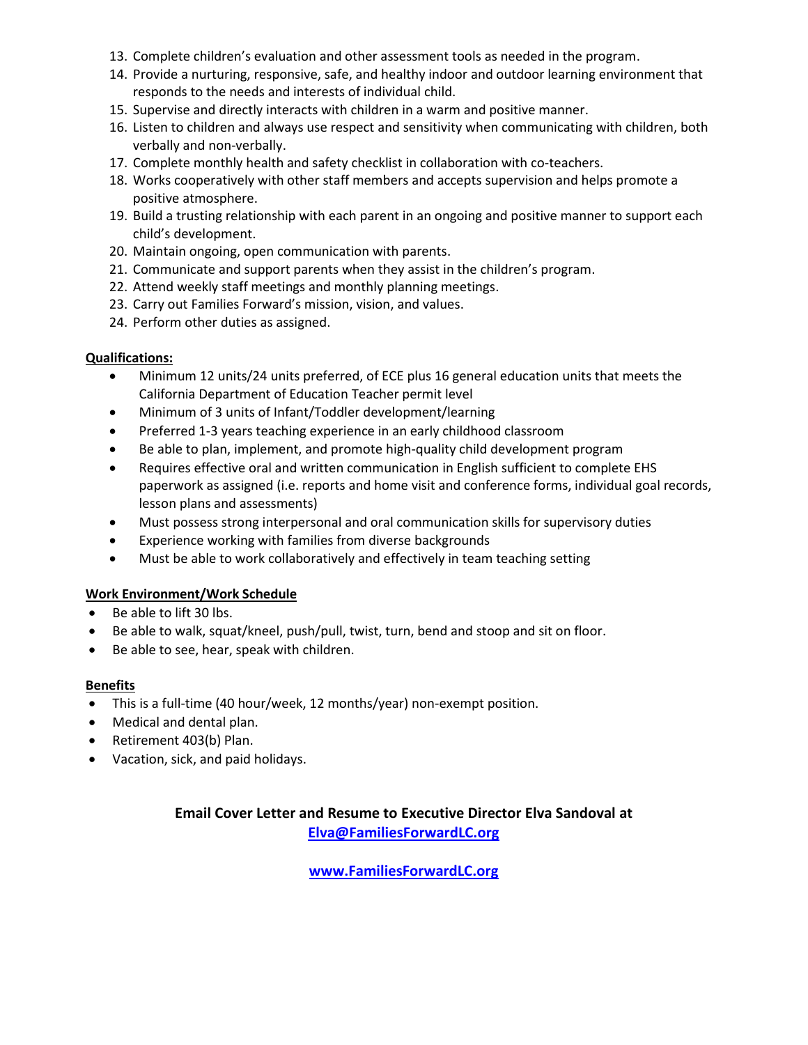13. Complete children's evaluation and other assessment tools as needed in the program.
14. Provide a nurturing, responsive, safe, and healthy indoor and outdoor learning environment that responds to the needs and interests of individual child.
15. Supervise and directly interacts with children in a warm and positive manner.
16. Listen to children and always use respect and sensitivity when communicating with children, both verbally and non-verbally.
17. Complete monthly health and safety checklist in collaboration with co-teachers.
18. Works cooperatively with other staff members and accepts supervision and helps promote a positive atmosphere.
19. Build a trusting relationship with each parent in an ongoing and positive manner to support each child's development.
20. Maintain ongoing, open communication with parents.
21. Communicate and support parents when they assist in the children's program.
22. Attend weekly staff meetings and monthly planning meetings.
23. Carry out Families Forward's mission, vision, and values.
24. Perform other duties as assigned.

**Qualifications:**

- Minimum 12 units/24 units preferred, of ECE plus 16 general education units that meets the California Department of Education Teacher permit level
- Minimum of 3 units of Infant/Toddler development/learning
- Preferred 1-3 years teaching experience in an early childhood classroom
- Be able to plan, implement, and promote high-quality child development program
- Requires effective oral and written communication in English sufficient to complete EHS paperwork as assigned (i.e. reports and home visit and conference forms, individual goal records, lesson plans and assessments)
- Must possess strong interpersonal and oral communication skills for supervisory duties
- Experience working with families from diverse backgrounds
- Must be able to work collaboratively and effectively in team teaching setting

**Work Environment/Work Schedule**

- Be able to lift 30 lbs.
- Be able to walk, squat/kneel, push/pull, twist, turn, bend and stoop and sit on floor.
- Be able to see, hear, speak with children.

**Benefits**

- This is a full-time (40 hour/week, 12 months/year) non-exempt position.
- Medical and dental plan.
- Retirement 403(b) Plan.
- Vacation, sick, and paid holidays.

**Email Cover Letter and Resume to Executive Director Elva Sandoval at**
**Elva@FamiliesForwardLC.org**

**www.FamiliesForwardLC.org**